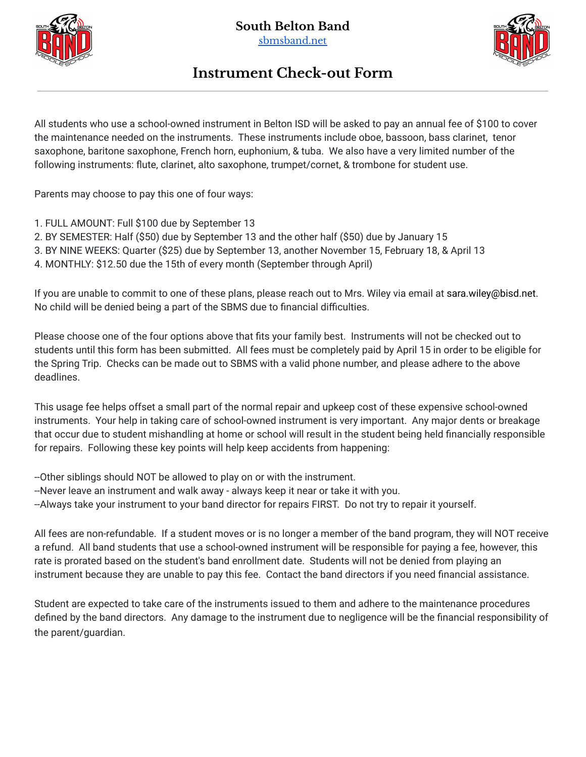# South Belton Band

sbmsband.net

## Instrument Check-out Form

---

All students who use a school-owned instrument in Belton ISD will be asked to pay an annual fee of $100 to cover the maintenance needed on the instruments. These instruments include oboe, bassoon, bass clarinet, tenor saxophone, baritone saxophone, French horn, euphonium, & tuba. We also have a very limited number of the following instruments: flute, clarinet, alto saxophone, trumpet/cornet, & trombone for student use.

Parents may choose to pay this one of four ways:

1. FULL AMOUNT: Full $100 due by September 13
2. BY SEMESTER: Half ($50) due by September 13 and the other half ($50) due by January 15
3. BY NINE WEEKS: Quarter ($25) due by September 13, another November 15, February 18, & April 13
4. MONTHLY: $12.50 due the 15th of every month (September through April)

If you are unable to commit to one of these plans, please reach out to Mrs. Wiley via email at sara.wiley@bisd.net. No child will be denied being a part of the SBMS due to financial difficulties.

Please choose one of the four options above that fits your family best. Instruments will not be checked out to students until this form has been submitted. All fees must be completely paid by April 15 in order to be eligible for the Spring Trip. Checks can be made out to SBMS with a valid phone number, and please adhere to the above deadlines.

This usage fee helps offset a small part of the normal repair and upkeep cost of these expensive school-owned instruments. Your help in taking care of school-owned instrument is very important. Any major dents or breakage that occur due to student mishandling at home or school will result in the student being held financially responsible for repairs. Following these key points will help keep accidents from happening:

--Other siblings should NOT be allowed to play on or with the instrument.
--Never leave an instrument and walk away - always keep it near or take it with you.
--Always take your instrument to your band director for repairs FIRST. Do not try to repair it yourself.

All fees are non-refundable. If a student moves or is no longer a member of the band program, they will NOT receive a refund. All band students that use a school-owned instrument will be responsible for paying a fee, however, this rate is prorated based on the student's band enrollment date. Students will not be denied from playing an instrument because they are unable to pay this fee. Contact the band directors if you need financial assistance.

Student are expected to take care of the instruments issued to them and adhere to the maintenance procedures defined by the band directors. Any damage to the instrument due to negligence will be the financial responsibility of the parent/guardian.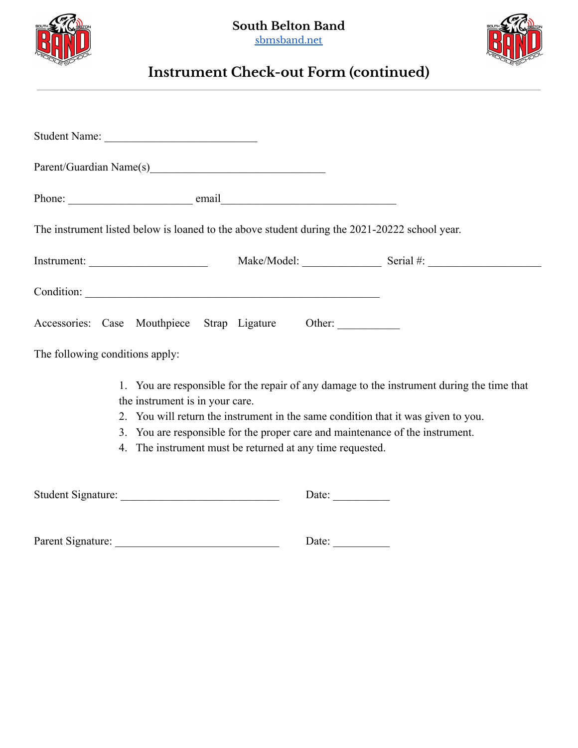**South Belton Band**
sbmsband.net

# Instrument Check-out Form (continued)

---

Student Name: ____________________________

Parent/Guardian Name(s)________________________________

Phone: ______________________ email________________________________

The instrument listed below is loaned to the above student during the 2021-20222 school year.

Instrument: _____________________ Make/Model: ______________ Serial #: ____________________

Condition: ______________________________________________________

Accessories: Case Mouthpiece Strap Ligature Other: ___________

The following conditions apply:

1. You are responsible for the repair of any damage to the instrument during the time that the instrument is in your care.
2. You will return the instrument in the same condition that it was given to you.
3. You are responsible for the proper care and maintenance of the instrument.
4. The instrument must be returned at any time requested.

Student Signature: _____________________________ Date: __________

Parent Signature: ______________________________ Date: __________